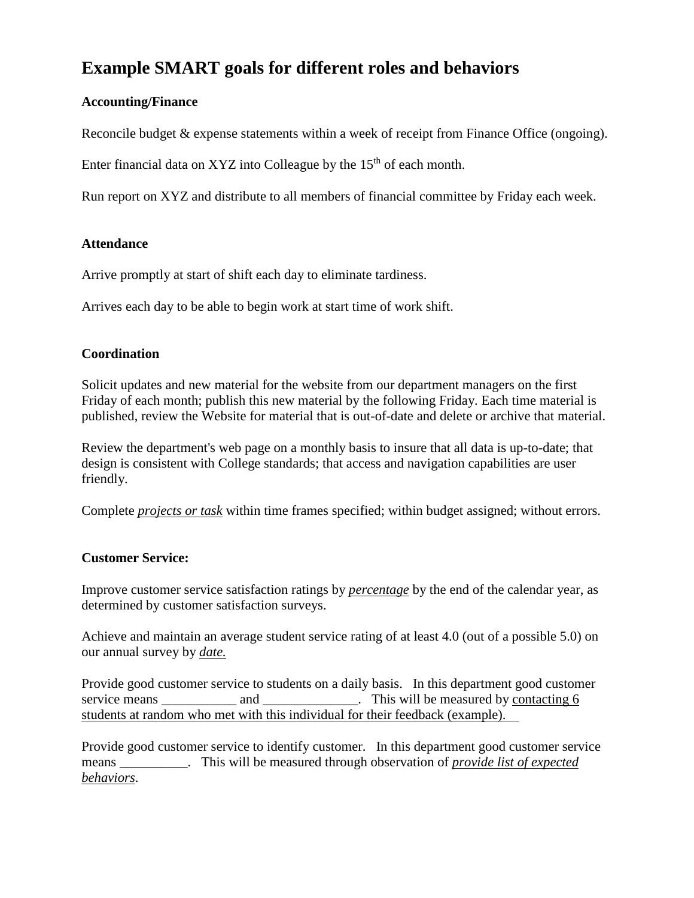# Example SMART goals for different roles and behaviors

**Accounting/Finance**

Reconcile budget & expense statements within a week of receipt from Finance Office (ongoing).

Enter financial data on XYZ into Colleague by the 15th of each month.

Run report on XYZ and distribute to all members of financial committee by Friday each week.

**Attendance**

Arrive promptly at start of shift each day to eliminate tardiness.

Arrives each day to be able to begin work at start time of work shift.

**Coordination**

Solicit updates and new material for the website from our department managers on the first Friday of each month; publish this new material by the following Friday. Each time material is published, review the Website for material that is out-of-date and delete or archive that material.

Review the department's web page on a monthly basis to insure that all data is up-to-date; that design is consistent with College standards; that access and navigation capabilities are user friendly.

Complete <u>*projects or task*</u> within time frames specified; within budget assigned; without errors.

**Customer Service:**

Improve customer service satisfaction ratings by <u>*percentage*</u> by the end of the calendar year, as determined by customer satisfaction surveys.

Achieve and maintain an average student service rating of at least 4.0 (out of a possible 5.0) on our annual survey by <u>*date.*</u>

Provide good customer service to students on a daily basis. In this department good customer service means ___________ and ______________. This will be measured by <u>contacting 6 students at random who met with this individual for their feedback (example).</u>

Provide good customer service to identify customer. In this department good customer service means __________. This will be measured through observation of <u>*provide list of expected behaviors*</u>.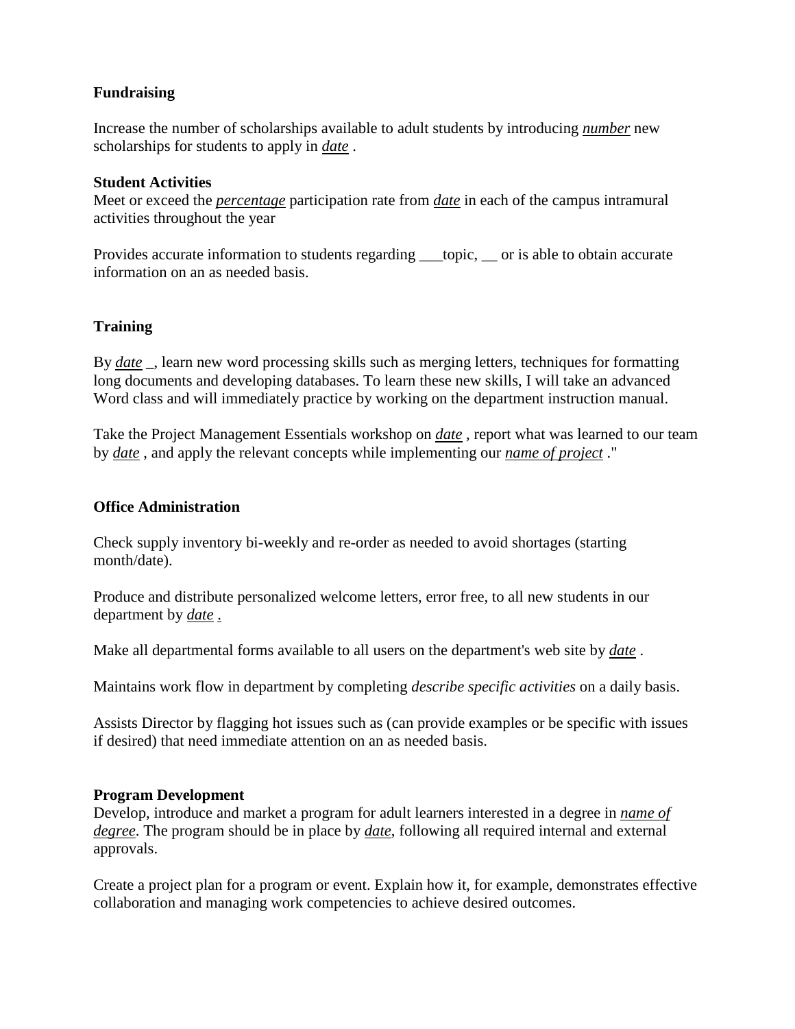**Fundraising**

Increase the number of scholarships available to adult students by introducing *number* new scholarships for students to apply in *date* .

**Student Activities**

Meet or exceed the *percentage* participation rate from *date* in each of the campus intramural activities throughout the year

Provides accurate information to students regarding ___topic, __ or is able to obtain accurate information on an as needed basis.

**Training**

By *date* _, learn new word processing skills such as merging letters, techniques for formatting long documents and developing databases. To learn these new skills, I will take an advanced Word class and will immediately practice by working on the department instruction manual.

Take the Project Management Essentials workshop on *date* , report what was learned to our team by *date* , and apply the relevant concepts while implementing our *name of project* ."

**Office Administration**

Check supply inventory bi-weekly and re-order as needed to avoid shortages (starting month/date).

Produce and distribute personalized welcome letters, error free, to all new students in our department by *date* .

Make all departmental forms available to all users on the department's web site by *date* .

Maintains work flow in department by completing *describe specific activities* on a daily basis.

Assists Director by flagging hot issues such as (can provide examples or be specific with issues if desired) that need immediate attention on an as needed basis.

**Program Development**

Develop, introduce and market a program for adult learners interested in a degree in *name of degree*. The program should be in place by *date*, following all required internal and external approvals.

Create a project plan for a program or event. Explain how it, for example, demonstrates effective collaboration and managing work competencies to achieve desired outcomes.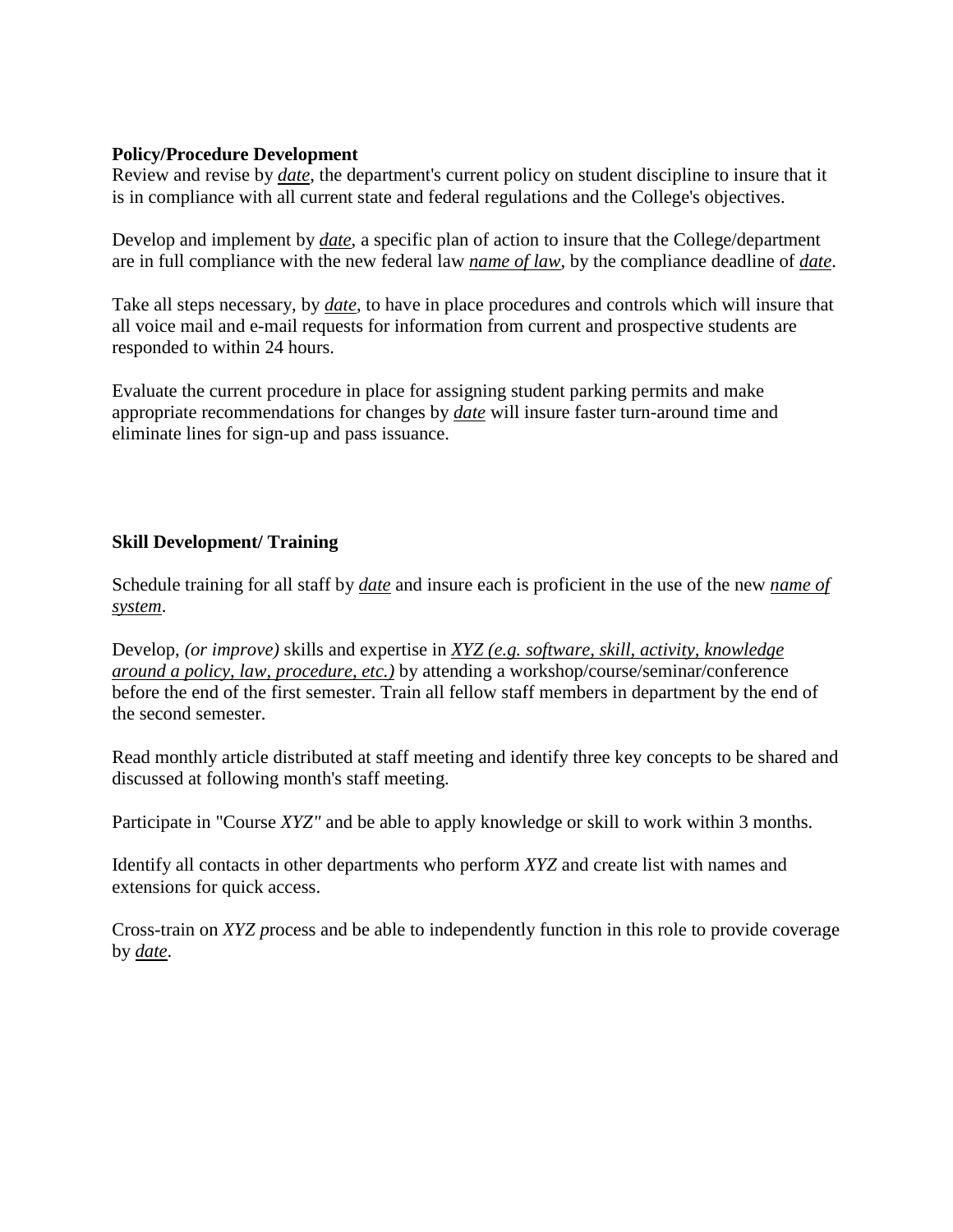**Policy/Procedure Development**

Review and revise by *date*, the department's current policy on student discipline to insure that it is in compliance with all current state and federal regulations and the College's objectives.

Develop and implement by *date*, a specific plan of action to insure that the College/department are in full compliance with the new federal law *name of law*, by the compliance deadline of *date*.

Take all steps necessary, by *date*, to have in place procedures and controls which will insure that all voice mail and e-mail requests for information from current and prospective students are responded to within 24 hours.

Evaluate the current procedure in place for assigning student parking permits and make appropriate recommendations for changes by *date* will insure faster turn-around time and eliminate lines for sign-up and pass issuance.

**Skill Development/ Training**

Schedule training for all staff by *date* and insure each is proficient in the use of the new *name of system*.

Develop, *(or improve)* skills and expertise in *XYZ (e.g. software, skill, activity, knowledge around a policy, law, procedure, etc.)* by attending a workshop/course/seminar/conference before the end of the first semester. Train all fellow staff members in department by the end of the second semester.

Read monthly article distributed at staff meeting and identify three key concepts to be shared and discussed at following month's staff meeting.

Participate in "Course *XYZ"* and be able to apply knowledge or skill to work within 3 months.

Identify all contacts in other departments who perform *XYZ* and create list with names and extensions for quick access.

Cross-train on *XYZ p*rocess and be able to independently function in this role to provide coverage by *date*.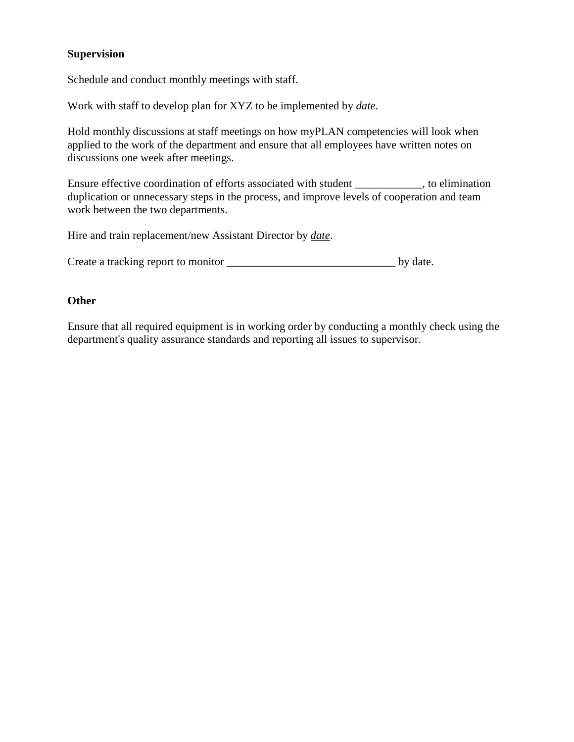**Supervision**

Schedule and conduct monthly meetings with staff.

Work with staff to develop plan for XYZ to be implemented by *date*.

Hold monthly discussions at staff meetings on how myPLAN competencies will look when applied to the work of the department and ensure that all employees have written notes on discussions one week after meetings.

Ensure effective coordination of efforts associated with student ____________, to elimination duplication or unnecessary steps in the process, and improve levels of cooperation and team work between the two departments.

Hire and train replacement/new Assistant Director by ***date***.

Create a tracking report to monitor ______________________________ by date.

**Other**

Ensure that all required equipment is in working order by conducting a monthly check using the department's quality assurance standards and reporting all issues to supervisor.